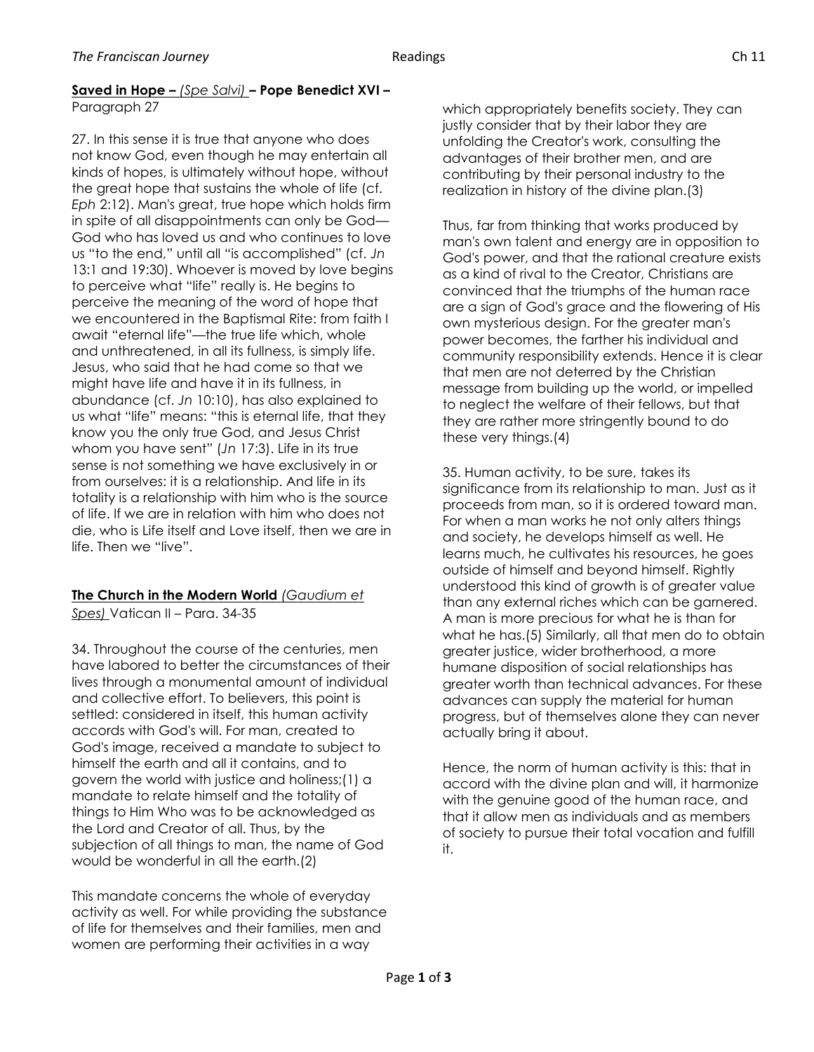**Saved in Hope –** *Spe Salvi)* **– Pope Benedict XVI –**
Paragraph 27

27. In this sense it is true that anyone who does not know God, even though he may entertain all kinds of hopes, is ultimately without hope, without the great hope that sustains the whole of life (cf. *Eph* 2:12). Man's great, true hope which holds firm in spite of all disappointments can only be God—God who has loved us and who continues to love us "to the end," until all "is accomplished" (cf. *Jn* 13:1 and 19:30). Whoever is moved by love begins to perceive what "life" really is. He begins to perceive the meaning of the word of hope that we encountered in the Baptismal Rite: from faith I await "eternal life"—the true life which, whole and unthreatened, in all its fullness, is simply life. Jesus, who said that he had come so that we might have life and have it in its fullness, in abundance (cf. *Jn* 10:10), has also explained to us what "life" means: "this is eternal life, that they know you the only true God, and Jesus Christ whom you have sent" (*Jn* 17:3). Life in its true sense is not something we have exclusively in or from ourselves: it is a relationship. And life in its totality is a relationship with him who is the source of life. If we are in relation with him who does not die, who is Life itself and Love itself, then we are in life. Then we "live".

**The Church in the Modern World** *(Gaudium et Spes)* Vatican II – Para. 34-35

34. Throughout the course of the centuries, men have labored to better the circumstances of their lives through a monumental amount of individual and collective effort. To believers, this point is settled: considered in itself, this human activity accords with God's will. For man, created to God's image, received a mandate to subject to himself the earth and all it contains, and to govern the world with justice and holiness;(1) a mandate to relate himself and the totality of things to Him Who was to be acknowledged as the Lord and Creator of all. Thus, by the subjection of all things to man, the name of God would be wonderful in all the earth.(2)

This mandate concerns the whole of everyday activity as well. For while providing the substance of life for themselves and their families, men and women are performing their activities in a way which appropriately benefits society. They can justly consider that by their labor they are unfolding the Creator's work, consulting the advantages of their brother men, and are contributing by their personal industry to the realization in history of the divine plan.(3)

Thus, far from thinking that works produced by man's own talent and energy are in opposition to God's power, and that the rational creature exists as a kind of rival to the Creator, Christians are convinced that the triumphs of the human race are a sign of God's grace and the flowering of His own mysterious design. For the greater man's power becomes, the farther his individual and community responsibility extends. Hence it is clear that men are not deterred by the Christian message from building up the world, or impelled to neglect the welfare of their fellows, but that they are rather more stringently bound to do these very things.(4)

35. Human activity, to be sure, takes its significance from its relationship to man. Just as it proceeds from man, so it is ordered toward man. For when a man works he not only alters things and society, he develops himself as well. He learns much, he cultivates his resources, he goes outside of himself and beyond himself. Rightly understood this kind of growth is of greater value than any external riches which can be garnered. A man is more precious for what he is than for what he has.(5) Similarly, all that men do to obtain greater justice, wider brotherhood, a more humane disposition of social relationships has greater worth than technical advances. For these advances can supply the material for human progress, but of themselves alone they can never actually bring it about.

Hence, the norm of human activity is this: that in accord with the divine plan and will, it harmonize with the genuine good of the human race, and that it allow men as individuals and as members of society to pursue their total vocation and fulfill it.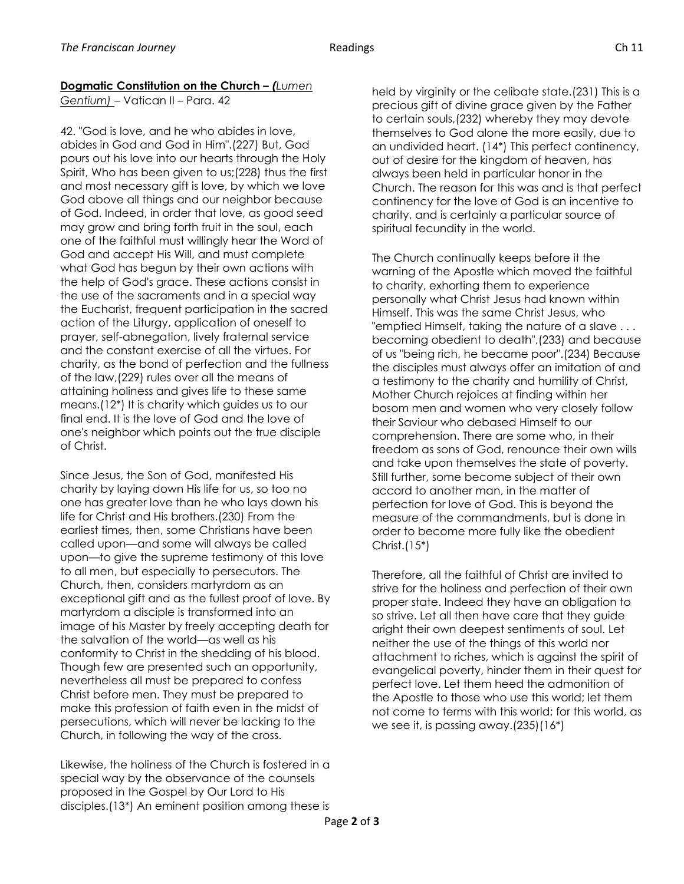**Dogmatic Constitution on the Church – (*Lumen Gentium*)** – Vatican II – Para. 42

42. "God is love, and he who abides in love, abides in God and God in Him".(227) But, God pours out his love into our hearts through the Holy Spirit, Who has been given to us;(228) thus the first and most necessary gift is love, by which we love God above all things and our neighbor because of God. Indeed, in order that love, as good seed may grow and bring forth fruit in the soul, each one of the faithful must willingly hear the Word of God and accept His Will, and must complete what God has begun by their own actions with the help of God's grace. These actions consist in the use of the sacraments and in a special way the Eucharist, frequent participation in the sacred action of the Liturgy, application of oneself to prayer, self-abnegation, lively fraternal service and the constant exercise of all the virtues. For charity, as the bond of perfection and the fullness of the law,(229) rules over all the means of attaining holiness and gives life to these same means.(12*) It is charity which guides us to our final end. It is the love of God and the love of one's neighbor which points out the true disciple of Christ.

Since Jesus, the Son of God, manifested His charity by laying down His life for us, so too no one has greater love than he who lays down his life for Christ and His brothers.(230) From the earliest times, then, some Christians have been called upon—and some will always be called upon—to give the supreme testimony of this love to all men, but especially to persecutors. The Church, then, considers martyrdom as an exceptional gift and as the fullest proof of love. By martyrdom a disciple is transformed into an image of his Master by freely accepting death for the salvation of the world—as well as his conformity to Christ in the shedding of his blood. Though few are presented such an opportunity, nevertheless all must be prepared to confess Christ before men. They must be prepared to make this profession of faith even in the midst of persecutions, which will never be lacking to the Church, in following the way of the cross.

Likewise, the holiness of the Church is fostered in a special way by the observance of the counsels proposed in the Gospel by Our Lord to His disciples.(13*) An eminent position among these is held by virginity or the celibate state.(231) This is a precious gift of divine grace given by the Father to certain souls,(232) whereby they may devote themselves to God alone the more easily, due to an undivided heart. (14*) This perfect continency, out of desire for the kingdom of heaven, has always been held in particular honor in the Church. The reason for this was and is that perfect continency for the love of God is an incentive to charity, and is certainly a particular source of spiritual fecundity in the world.

The Church continually keeps before it the warning of the Apostle which moved the faithful to charity, exhorting them to experience personally what Christ Jesus had known within Himself. This was the same Christ Jesus, who "emptied Himself, taking the nature of a slave . . . becoming obedient to death",(233) and because of us "being rich, he became poor".(234) Because the disciples must always offer an imitation of and a testimony to the charity and humility of Christ, Mother Church rejoices at finding within her bosom men and women who very closely follow their Saviour who debased Himself to our comprehension. There are some who, in their freedom as sons of God, renounce their own wills and take upon themselves the state of poverty. Still further, some become subject of their own accord to another man, in the matter of perfection for love of God. This is beyond the measure of the commandments, but is done in order to become more fully like the obedient Christ.(15*)

Therefore, all the faithful of Christ are invited to strive for the holiness and perfection of their own proper state. Indeed they have an obligation to so strive. Let all then have care that they guide aright their own deepest sentiments of soul. Let neither the use of the things of this world nor attachment to riches, which is against the spirit of evangelical poverty, hinder them in their quest for perfect love. Let them heed the admonition of the Apostle to those who use this world; let them not come to terms with this world; for this world, as we see it, is passing away.(235)(16*)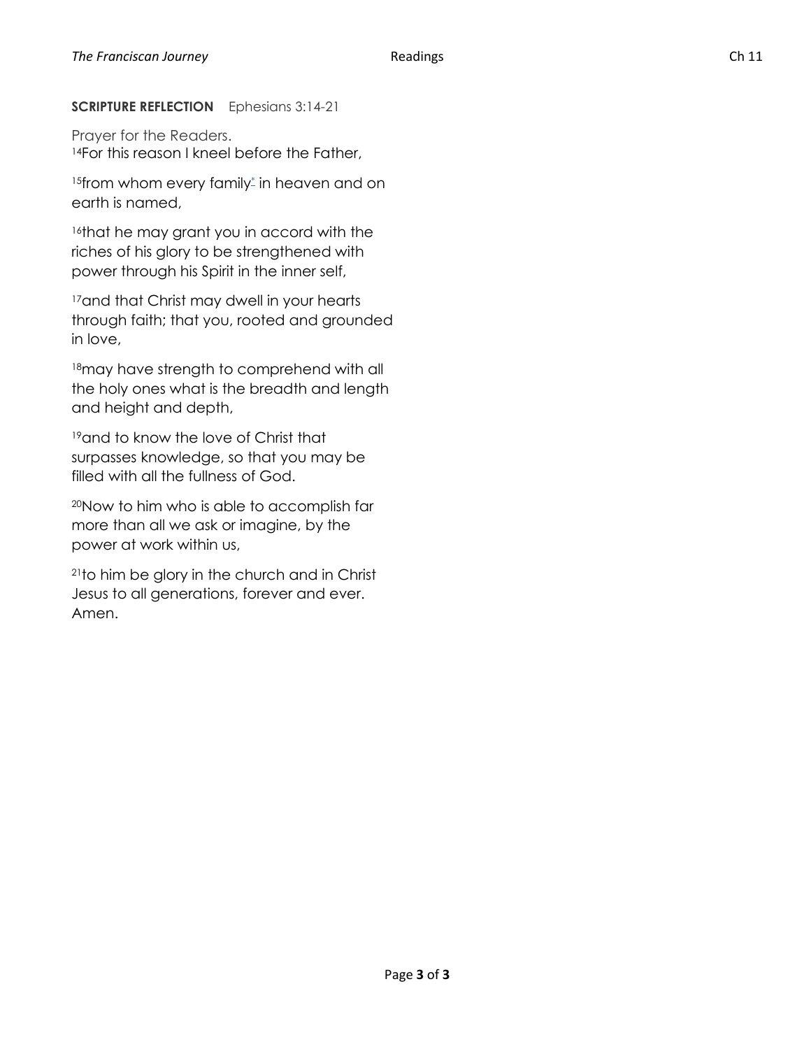**SCRIPTURE REFLECTION** Ephesians 3:14-21

Prayer for the Readers.
14For this reason I kneel before the Father,

15from whom every family[*] in heaven and on earth is named,

16that he may grant you in accord with the riches of his glory to be strengthened with power through his Spirit in the inner self,

17and that Christ may dwell in your hearts through faith; that you, rooted and grounded in love,

18may have strength to comprehend with all the holy ones what is the breadth and length and height and depth,

19and to know the love of Christ that surpasses knowledge, so that you may be filled with all the fullness of God.

20Now to him who is able to accomplish far more than all we ask or imagine, by the power at work within us,

21to him be glory in the church and in Christ Jesus to all generations, forever and ever. Amen.